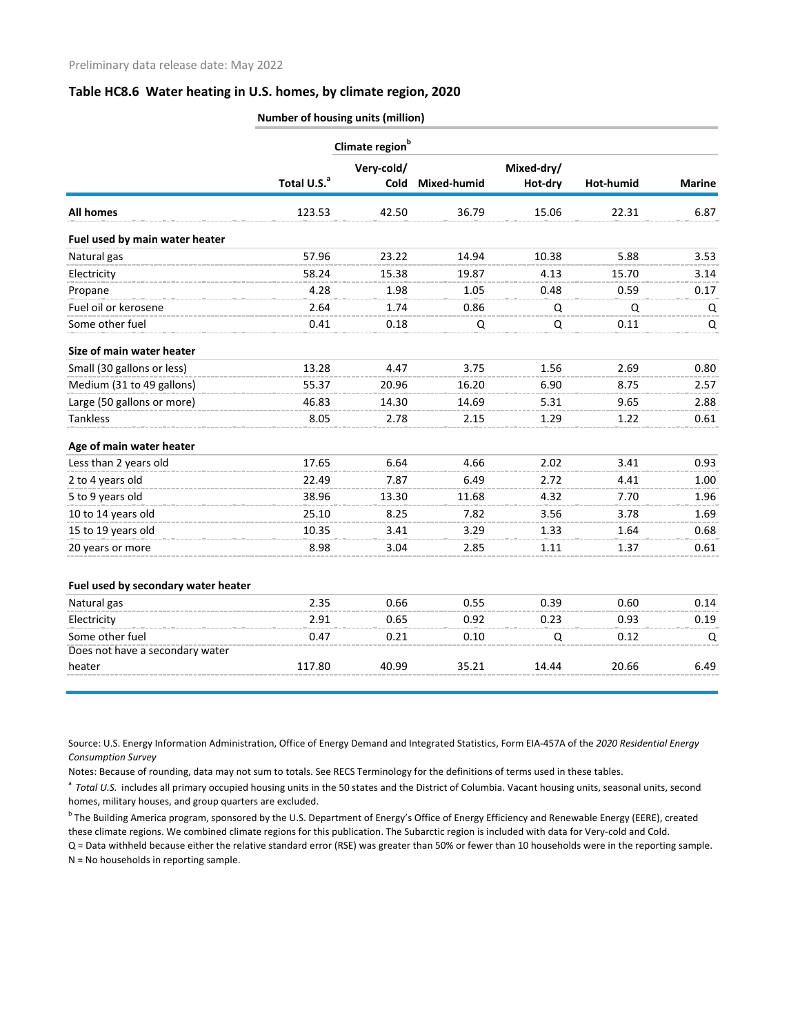Preliminary data release date: May 2022

### Table HC8.6 Water heating in U.S. homes, by climate region, 2020

| | Number of housing units (million) | | | | | |
|---|---|---|---|---|---|---|
| | | Climate region[b] | | | | |
| | Total U.S.[a] | Very-cold/ Cold | Mixed-humid | Mixed-dry/ Hot-dry | Hot-humid | Marine |
| **All homes** | 123.53 | 42.50 | 36.79 | 15.06 | 22.31 | 6.87 |
| **Fuel used by main water heater** | | | | | | |
| Natural gas | 57.96 | 23.22 | 14.94 | 10.38 | 5.88 | 3.53 |
| Electricity | 58.24 | 15.38 | 19.87 | 4.13 | 15.70 | 3.14 |
| Propane | 4.28 | 1.98 | 1.05 | 0.48 | 0.59 | 0.17 |
| Fuel oil or kerosene | 2.64 | 1.74 | 0.86 | Q | Q | Q |
| Some other fuel | 0.41 | 0.18 | Q | Q | 0.11 | Q |
| **Size of main water heater** | | | | | | |
| Small (30 gallons or less) | 13.28 | 4.47 | 3.75 | 1.56 | 2.69 | 0.80 |
| Medium (31 to 49 gallons) | 55.37 | 20.96 | 16.20 | 6.90 | 8.75 | 2.57 |
| Large (50 gallons or more) | 46.83 | 14.30 | 14.69 | 5.31 | 9.65 | 2.88 |
| Tankless | 8.05 | 2.78 | 2.15 | 1.29 | 1.22 | 0.61 |
| **Age of main water heater** | | | | | | |
| Less than 2 years old | 17.65 | 6.64 | 4.66 | 2.02 | 3.41 | 0.93 |
| 2 to 4 years old | 22.49 | 7.87 | 6.49 | 2.72 | 4.41 | 1.00 |
| 5 to 9 years old | 38.96 | 13.30 | 11.68 | 4.32 | 7.70 | 1.96 |
| 10 to 14 years old | 25.10 | 8.25 | 7.82 | 3.56 | 3.78 | 1.69 |
| 15 to 19 years old | 10.35 | 3.41 | 3.29 | 1.33 | 1.64 | 0.68 |
| 20 years or more | 8.98 | 3.04 | 2.85 | 1.11 | 1.37 | 0.61 |
| **Fuel used by secondary water heater** | | | | | | |
| Natural gas | 2.35 | 0.66 | 0.55 | 0.39 | 0.60 | 0.14 |
| Electricity | 2.91 | 0.65 | 0.92 | 0.23 | 0.93 | 0.19 |
| Some other fuel | 0.47 | 0.21 | 0.10 | Q | 0.12 | Q |
| Does not have a secondary water heater | 117.80 | 40.99 | 35.21 | 14.44 | 20.66 | 6.49 |

Source: U.S. Energy Information Administration, Office of Energy Demand and Integrated Statistics, Form EIA-457A of the *2020 Residential Energy Consumption Survey*

Notes: Because of rounding, data may not sum to totals. See RECS Terminology for the definitions of terms used in these tables.

[a] *Total U.S.* includes all primary occupied housing units in the 50 states and the District of Columbia. Vacant housing units, seasonal units, second homes, military houses, and group quarters are excluded.

[b] The Building America program, sponsored by the U.S. Department of Energy's Office of Energy Efficiency and Renewable Energy (EERE), created these climate regions. We combined climate regions for this publication. The Subarctic region is included with data for Very-cold and Cold.

Q = Data withheld because either the relative standard error (RSE) was greater than 50% or fewer than 10 households were in the reporting sample.

N = No households in reporting sample.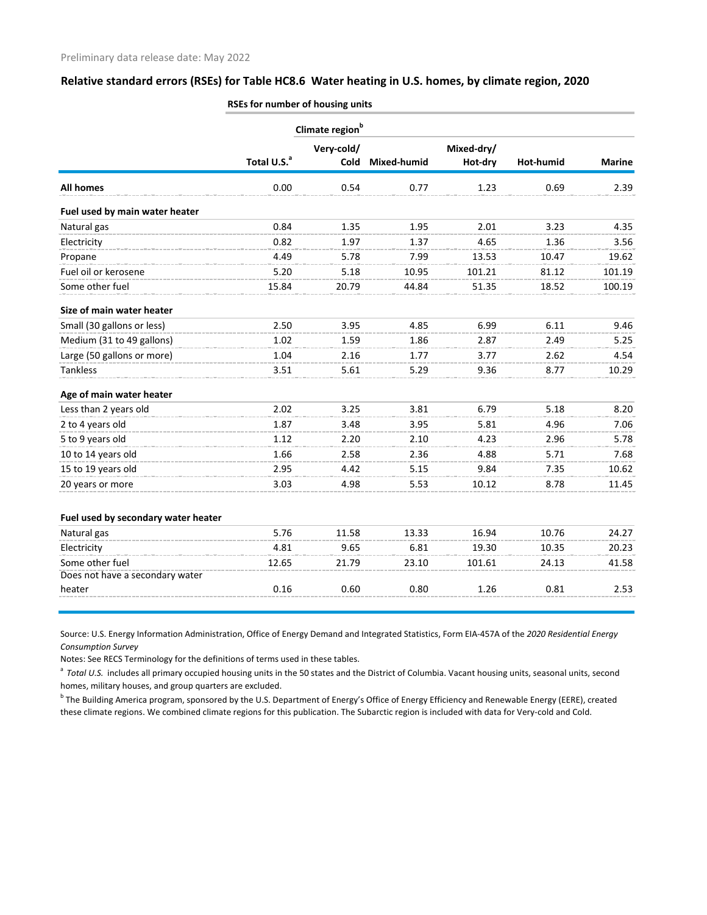Preliminary data release date: May 2022

## Relative standard errors (RSEs) for Table HC8.6 Water heating in U.S. homes, by climate region, 2020

| | RSEs for number of housing units | | | | | |
|---|---|---|---|---|---|---|
| | | Climate region[b] | | | | |
| | Total U.S.[a] | Very-cold/ Cold | Mixed-humid | Mixed-dry/ Hot-dry | Hot-humid | Marine |
| **All homes** | 0.00 | 0.54 | 0.77 | 1.23 | 0.69 | 2.39 |
| **Fuel used by main water heater** | | | | | | |
| Natural gas | 0.84 | 1.35 | 1.95 | 2.01 | 3.23 | 4.35 |
| Electricity | 0.82 | 1.97 | 1.37 | 4.65 | 1.36 | 3.56 |
| Propane | 4.49 | 5.78 | 7.99 | 13.53 | 10.47 | 19.62 |
| Fuel oil or kerosene | 5.20 | 5.18 | 10.95 | 101.21 | 81.12 | 101.19 |
| Some other fuel | 15.84 | 20.79 | 44.84 | 51.35 | 18.52 | 100.19 |
| **Size of main water heater** | | | | | | |
| Small (30 gallons or less) | 2.50 | 3.95 | 4.85 | 6.99 | 6.11 | 9.46 |
| Medium (31 to 49 gallons) | 1.02 | 1.59 | 1.86 | 2.87 | 2.49 | 5.25 |
| Large (50 gallons or more) | 1.04 | 2.16 | 1.77 | 3.77 | 2.62 | 4.54 |
| Tankless | 3.51 | 5.61 | 5.29 | 9.36 | 8.77 | 10.29 |
| **Age of main water heater** | | | | | | |
| Less than 2 years old | 2.02 | 3.25 | 3.81 | 6.79 | 5.18 | 8.20 |
| 2 to 4 years old | 1.87 | 3.48 | 3.95 | 5.81 | 4.96 | 7.06 |
| 5 to 9 years old | 1.12 | 2.20 | 2.10 | 4.23 | 2.96 | 5.78 |
| 10 to 14 years old | 1.66 | 2.58 | 2.36 | 4.88 | 5.71 | 7.68 |
| 15 to 19 years old | 2.95 | 4.42 | 5.15 | 9.84 | 7.35 | 10.62 |
| 20 years or more | 3.03 | 4.98 | 5.53 | 10.12 | 8.78 | 11.45 |
| **Fuel used by secondary water heater** | | | | | | |
| Natural gas | 5.76 | 11.58 | 13.33 | 16.94 | 10.76 | 24.27 |
| Electricity | 4.81 | 9.65 | 6.81 | 19.30 | 10.35 | 20.23 |
| Some other fuel | 12.65 | 21.79 | 23.10 | 101.61 | 24.13 | 41.58 |
| Does not have a secondary water heater | 0.16 | 0.60 | 0.80 | 1.26 | 0.81 | 2.53 |

Source: U.S. Energy Information Administration, Office of Energy Demand and Integrated Statistics, Form EIA-457A of the *2020 Residential Energy Consumption Survey*

Notes: See RECS Terminology for the definitions of terms used in these tables.

[a] *Total U.S.* includes all primary occupied housing units in the 50 states and the District of Columbia. Vacant housing units, seasonal units, second homes, military houses, and group quarters are excluded.

[b] The Building America program, sponsored by the U.S. Department of Energy's Office of Energy Efficiency and Renewable Energy (EERE), created these climate regions. We combined climate regions for this publication. The Subarctic region is included with data for Very-cold and Cold.